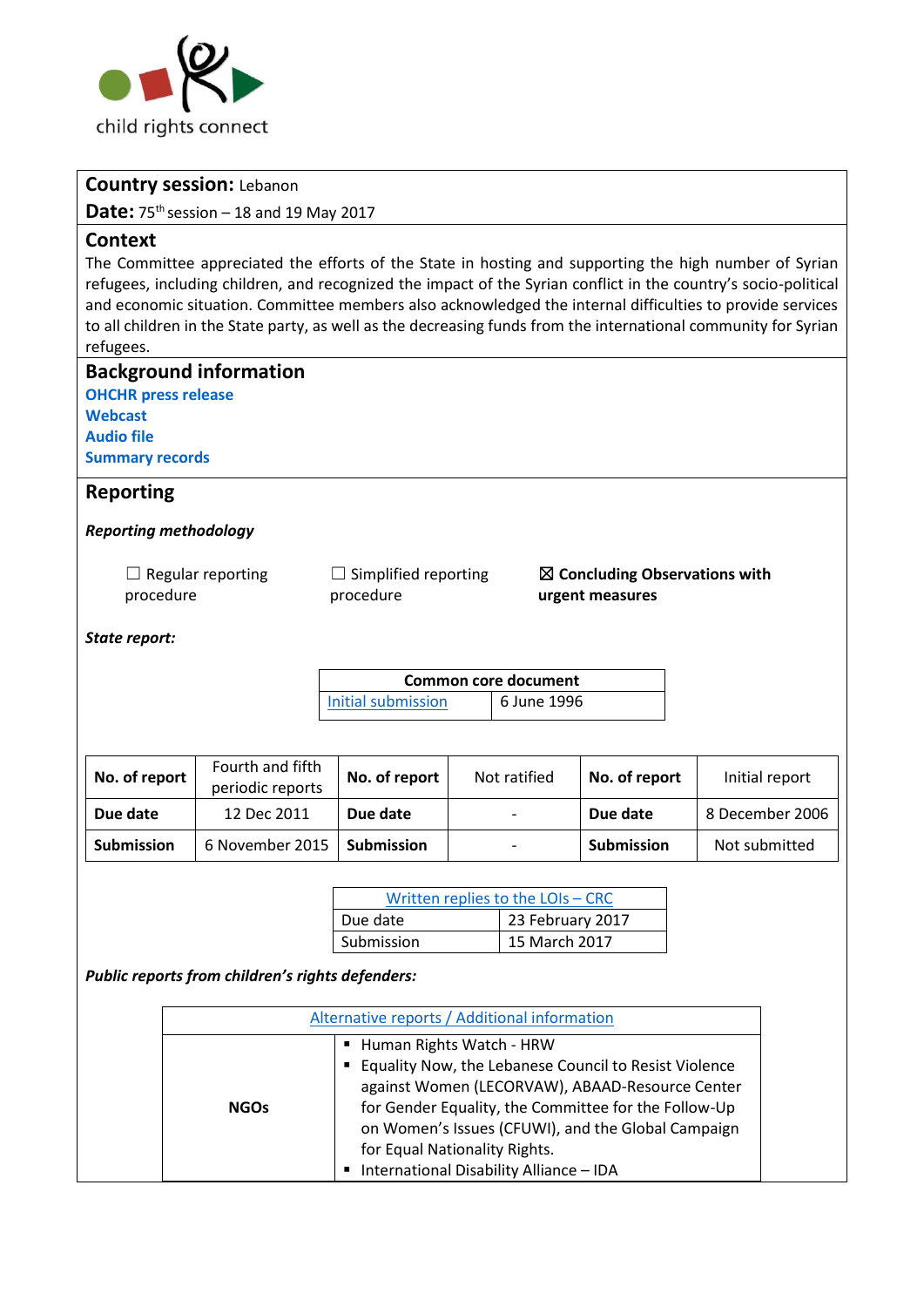child rights connect

**Country session:** Lebanon

**Date:** 75th session – 18 and 19 May 2017

## Context

The Committee appreciated the efforts of the State in hosting and supporting the high number of Syrian refugees, including children, and recognized the impact of the Syrian conflict in the country's socio-political and economic situation. Committee members also acknowledged the internal difficulties to provide services to all children in the State party, as well as the decreasing funds from the international community for Syrian refugees.

## Background information

**OHCHR press release**
**Webcast**
**Audio file**
**Summary records**

## Reporting

***Reporting methodology***

☐ Regular reporting procedure ☐ Simplified reporting procedure ☒ **Concluding Observations with urgent measures**

***State report:***

| Common core document | |
|---|---|
| Initial submission | 6 June 1996 |

| **No. of report** | Fourth and fifth periodic reports | **No. of report** | Not ratified | **No. of report** | Initial report |
|---|---|---|---|---|---|
| **Due date** | 12 Dec 2011 | **Due date** | - | **Due date** | 8 December 2006 |
| **Submission** | 6 November 2015 | **Submission** | - | **Submission** | Not submitted |

| Written replies to the LOIs – CRC | |
|---|---|
| Due date | 23 February 2017 |
| Submission | 15 March 2017 |

***Public reports from children's rights defenders:***

| Alternative reports / Additional information | |
|---|---|
| **NGOs** | ▪ Human Rights Watch - HRW<br>▪ Equality Now, the Lebanese Council to Resist Violence against Women (LECORVAW), ABAAD-Resource Center for Gender Equality, the Committee for the Follow-Up on Women's Issues (CFUWI), and the Global Campaign for Equal Nationality Rights.<br>▪ International Disability Alliance – IDA |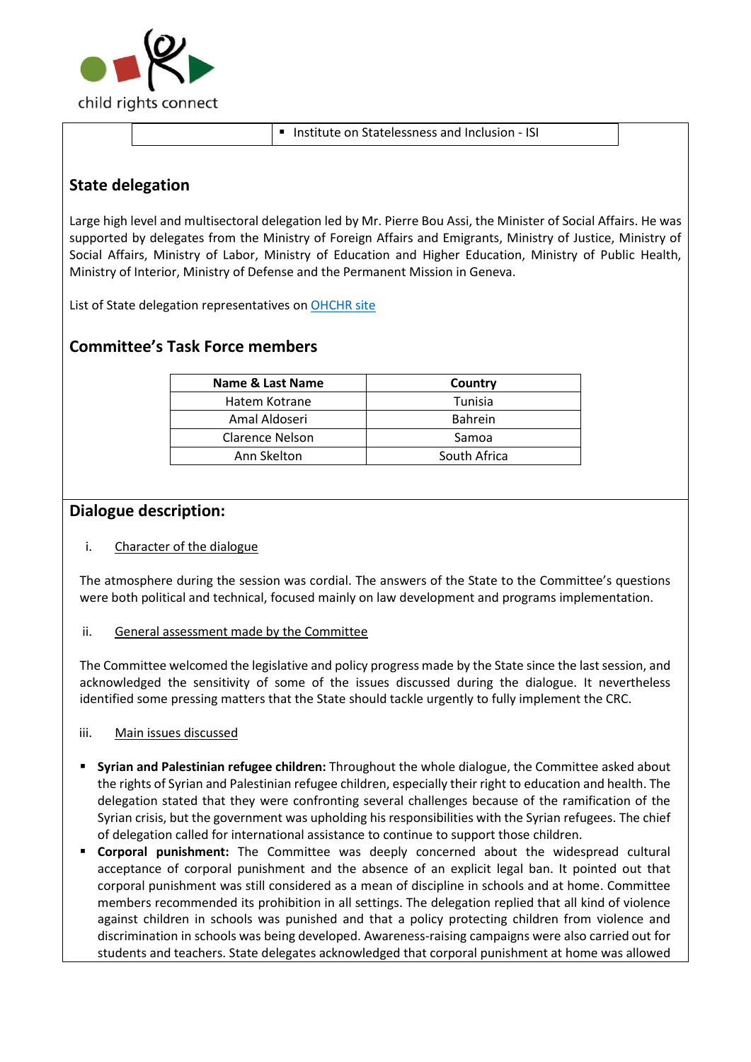| | ▪ Institute on Statelessness and Inclusion - ISI |
|---|---|

## State delegation

Large high level and multisectoral delegation led by Mr. Pierre Bou Assi, the Minister of Social Affairs. He was supported by delegates from the Ministry of Foreign Affairs and Emigrants, Ministry of Justice, Ministry of Social Affairs, Ministry of Labor, Ministry of Education and Higher Education, Ministry of Public Health, Ministry of Interior, Ministry of Defense and the Permanent Mission in Geneva.

List of State delegation representatives on OHCHR site

## Committee's Task Force members

| Name & Last Name | Country |
|---|---|
| Hatem Kotrane | Tunisia |
| Amal Aldoseri | Bahrein |
| Clarence Nelson | Samoa |
| Ann Skelton | South Africa |

## Dialogue description:

i. Character of the dialogue

The atmosphere during the session was cordial. The answers of the State to the Committee's questions were both political and technical, focused mainly on law development and programs implementation.

ii. General assessment made by the Committee

The Committee welcomed the legislative and policy progress made by the State since the last session, and acknowledged the sensitivity of some of the issues discussed during the dialogue. It nevertheless identified some pressing matters that the State should tackle urgently to fully implement the CRC.

iii. Main issues discussed

- **Syrian and Palestinian refugee children:** Throughout the whole dialogue, the Committee asked about the rights of Syrian and Palestinian refugee children, especially their right to education and health. The delegation stated that they were confronting several challenges because of the ramification of the Syrian crisis, but the government was upholding his responsibilities with the Syrian refugees. The chief of delegation called for international assistance to continue to support those children.
- **Corporal punishment:** The Committee was deeply concerned about the widespread cultural acceptance of corporal punishment and the absence of an explicit legal ban. It pointed out that corporal punishment was still considered as a mean of discipline in schools and at home. Committee members recommended its prohibition in all settings. The delegation replied that all kind of violence against children in schools was punished and that a policy protecting children from violence and discrimination in schools was being developed. Awareness-raising campaigns were also carried out for students and teachers. State delegates acknowledged that corporal punishment at home was allowed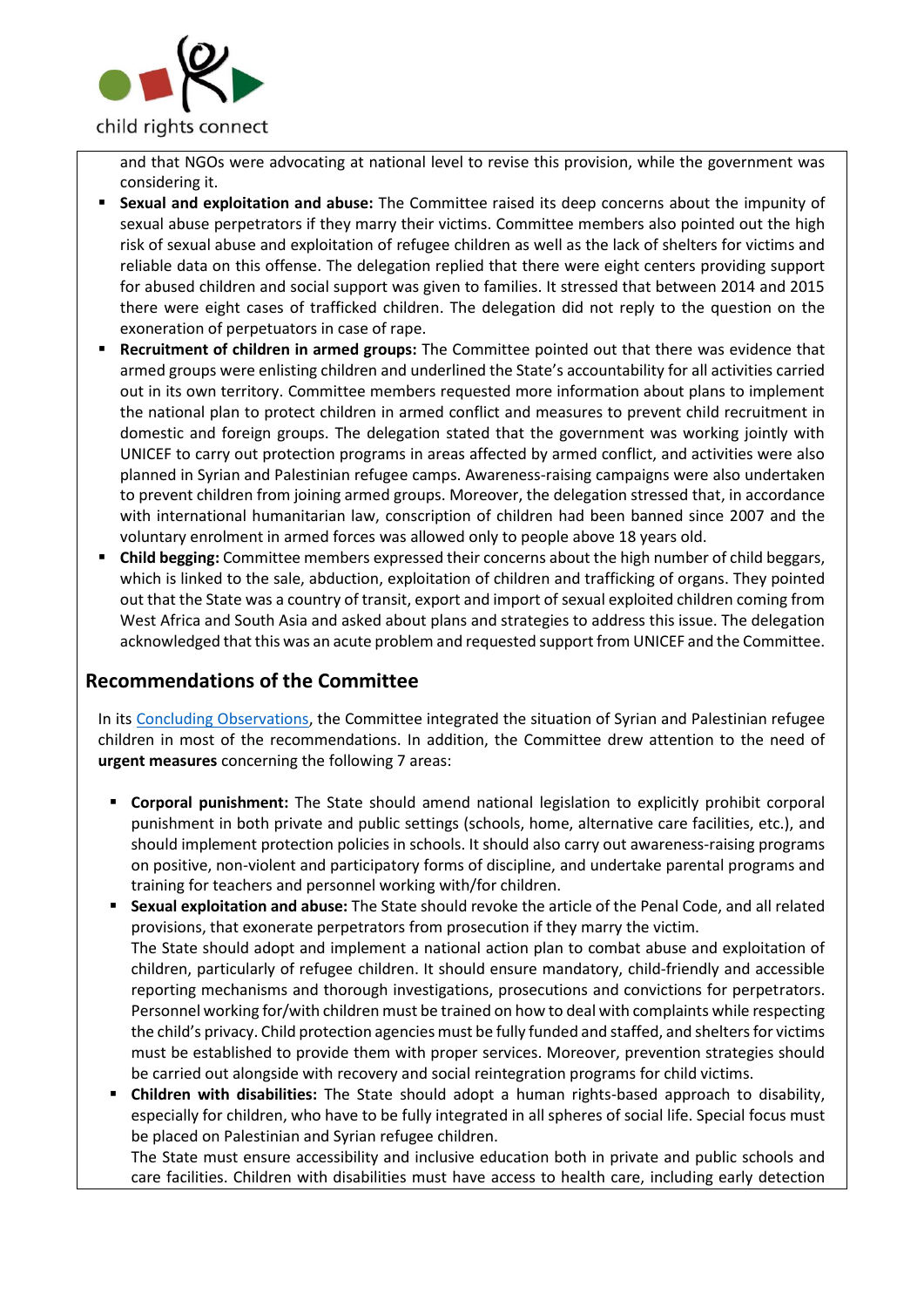and that NGOs were advocating at national level to revise this provision, while the government was considering it.

- **Sexual and exploitation and abuse:** The Committee raised its deep concerns about the impunity of sexual abuse perpetrators if they marry their victims. Committee members also pointed out the high risk of sexual abuse and exploitation of refugee children as well as the lack of shelters for victims and reliable data on this offense. The delegation replied that there were eight centers providing support for abused children and social support was given to families. It stressed that between 2014 and 2015 there were eight cases of trafficked children. The delegation did not reply to the question on the exoneration of perpetuators in case of rape.
- **Recruitment of children in armed groups:** The Committee pointed out that there was evidence that armed groups were enlisting children and underlined the State's accountability for all activities carried out in its own territory. Committee members requested more information about plans to implement the national plan to protect children in armed conflict and measures to prevent child recruitment in domestic and foreign groups. The delegation stated that the government was working jointly with UNICEF to carry out protection programs in areas affected by armed conflict, and activities were also planned in Syrian and Palestinian refugee camps. Awareness-raising campaigns were also undertaken to prevent children from joining armed groups. Moreover, the delegation stressed that, in accordance with international humanitarian law, conscription of children had been banned since 2007 and the voluntary enrolment in armed forces was allowed only to people above 18 years old.
- **Child begging:** Committee members expressed their concerns about the high number of child beggars, which is linked to the sale, abduction, exploitation of children and trafficking of organs. They pointed out that the State was a country of transit, export and import of sexual exploited children coming from West Africa and South Asia and asked about plans and strategies to address this issue. The delegation acknowledged that this was an acute problem and requested support from UNICEF and the Committee.

## Recommendations of the Committee

In its Concluding Observations, the Committee integrated the situation of Syrian and Palestinian refugee children in most of the recommendations. In addition, the Committee drew attention to the need of **urgent measures** concerning the following 7 areas:

- **Corporal punishment:** The State should amend national legislation to explicitly prohibit corporal punishment in both private and public settings (schools, home, alternative care facilities, etc.), and should implement protection policies in schools. It should also carry out awareness-raising programs on positive, non-violent and participatory forms of discipline, and undertake parental programs and training for teachers and personnel working with/for children.
- **Sexual exploitation and abuse:** The State should revoke the article of the Penal Code, and all related provisions, that exonerate perpetrators from prosecution if they marry the victim.
  The State should adopt and implement a national action plan to combat abuse and exploitation of children, particularly of refugee children. It should ensure mandatory, child-friendly and accessible reporting mechanisms and thorough investigations, prosecutions and convictions for perpetrators. Personnel working for/with children must be trained on how to deal with complaints while respecting the child's privacy. Child protection agencies must be fully funded and staffed, and shelters for victims must be established to provide them with proper services. Moreover, prevention strategies should be carried out alongside with recovery and social reintegration programs for child victims.
- **Children with disabilities:** The State should adopt a human rights-based approach to disability, especially for children, who have to be fully integrated in all spheres of social life. Special focus must be placed on Palestinian and Syrian refugee children.
  The State must ensure accessibility and inclusive education both in private and public schools and care facilities. Children with disabilities must have access to health care, including early detection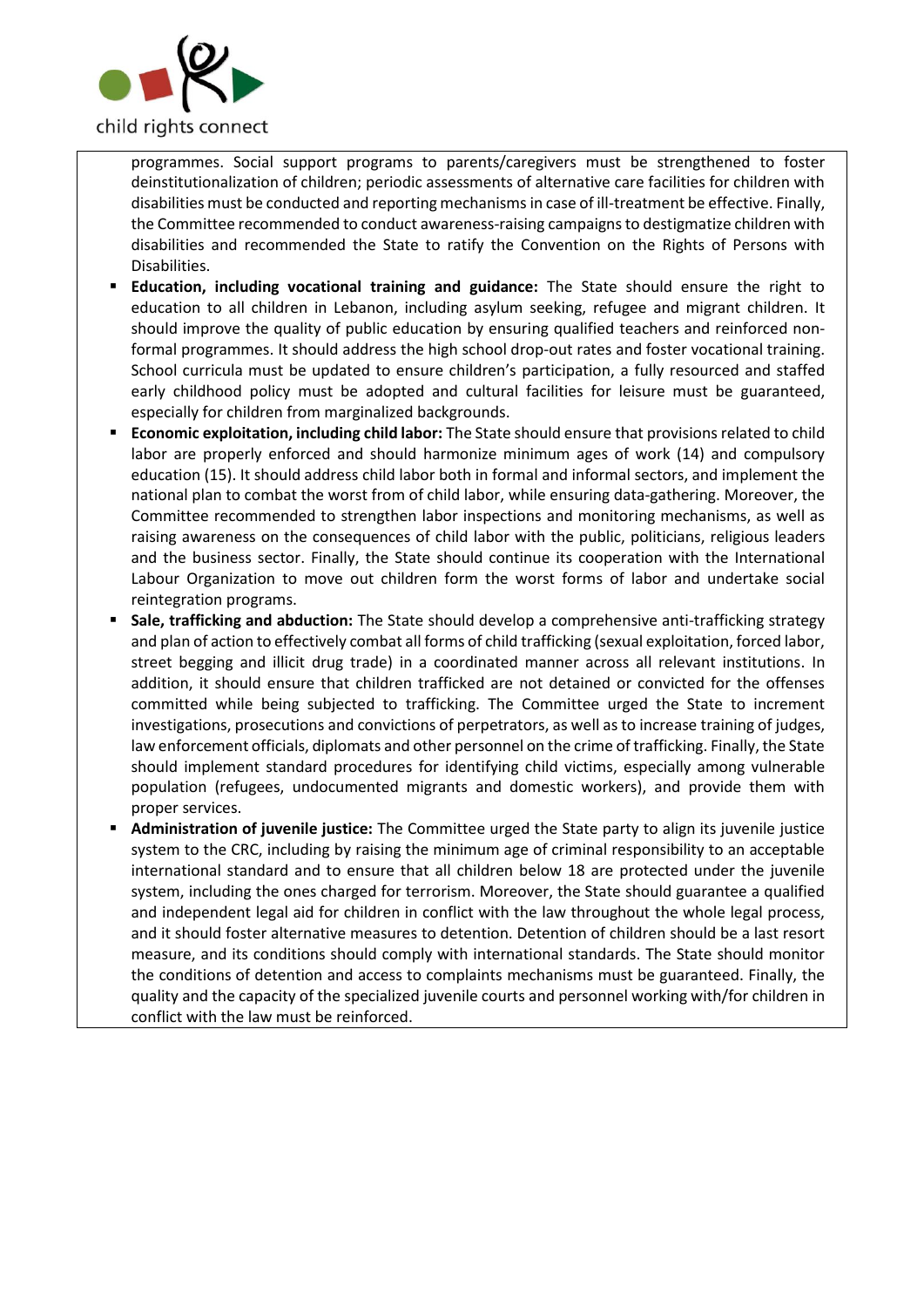programmes. Social support programs to parents/caregivers must be strengthened to foster deinstitutionalization of children; periodic assessments of alternative care facilities for children with disabilities must be conducted and reporting mechanisms in case of ill-treatment be effective. Finally, the Committee recommended to conduct awareness-raising campaigns to destigmatize children with disabilities and recommended the State to ratify the Convention on the Rights of Persons with Disabilities.

- **Education, including vocational training and guidance:** The State should ensure the right to education to all children in Lebanon, including asylum seeking, refugee and migrant children. It should improve the quality of public education by ensuring qualified teachers and reinforced non-formal programmes. It should address the high school drop-out rates and foster vocational training. School curricula must be updated to ensure children's participation, a fully resourced and staffed early childhood policy must be adopted and cultural facilities for leisure must be guaranteed, especially for children from marginalized backgrounds.
- **Economic exploitation, including child labor:** The State should ensure that provisions related to child labor are properly enforced and should harmonize minimum ages of work (14) and compulsory education (15). It should address child labor both in formal and informal sectors, and implement the national plan to combat the worst from of child labor, while ensuring data-gathering. Moreover, the Committee recommended to strengthen labor inspections and monitoring mechanisms, as well as raising awareness on the consequences of child labor with the public, politicians, religious leaders and the business sector. Finally, the State should continue its cooperation with the International Labour Organization to move out children form the worst forms of labor and undertake social reintegration programs.
- **Sale, trafficking and abduction:** The State should develop a comprehensive anti-trafficking strategy and plan of action to effectively combat all forms of child trafficking (sexual exploitation, forced labor, street begging and illicit drug trade) in a coordinated manner across all relevant institutions. In addition, it should ensure that children trafficked are not detained or convicted for the offenses committed while being subjected to trafficking. The Committee urged the State to increment investigations, prosecutions and convictions of perpetrators, as well as to increase training of judges, law enforcement officials, diplomats and other personnel on the crime of trafficking. Finally, the State should implement standard procedures for identifying child victims, especially among vulnerable population (refugees, undocumented migrants and domestic workers), and provide them with proper services.
- **Administration of juvenile justice:** The Committee urged the State party to align its juvenile justice system to the CRC, including by raising the minimum age of criminal responsibility to an acceptable international standard and to ensure that all children below 18 are protected under the juvenile system, including the ones charged for terrorism. Moreover, the State should guarantee a qualified and independent legal aid for children in conflict with the law throughout the whole legal process, and it should foster alternative measures to detention. Detention of children should be a last resort measure, and its conditions should comply with international standards. The State should monitor the conditions of detention and access to complaints mechanisms must be guaranteed. Finally, the quality and the capacity of the specialized juvenile courts and personnel working with/for children in conflict with the law must be reinforced.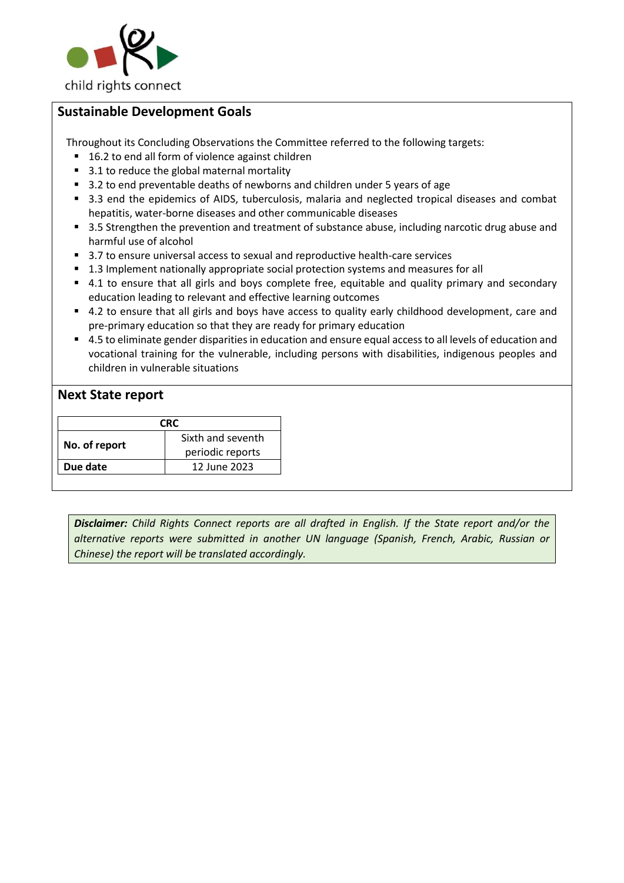## Sustainable Development Goals

Throughout its Concluding Observations the Committee referred to the following targets:

- 16.2 to end all form of violence against children
- 3.1 to reduce the global maternal mortality
- 3.2 to end preventable deaths of newborns and children under 5 years of age
- 3.3 end the epidemics of AIDS, tuberculosis, malaria and neglected tropical diseases and combat hepatitis, water-borne diseases and other communicable diseases
- 3.5 Strengthen the prevention and treatment of substance abuse, including narcotic drug abuse and harmful use of alcohol
- 3.7 to ensure universal access to sexual and reproductive health-care services
- 1.3 Implement nationally appropriate social protection systems and measures for all
- 4.1 to ensure that all girls and boys complete free, equitable and quality primary and secondary education leading to relevant and effective learning outcomes
- 4.2 to ensure that all girls and boys have access to quality early childhood development, care and pre-primary education so that they are ready for primary education
- 4.5 to eliminate gender disparities in education and ensure equal access to all levels of education and vocational training for the vulnerable, including persons with disabilities, indigenous peoples and children in vulnerable situations

## Next State report

| CRC | |
|---|---|
| **No. of report** | Sixth and seventh periodic reports |
| **Due date** | 12 June 2023 |

***Disclaimer:*** *Child Rights Connect reports are all drafted in English. If the State report and/or the alternative reports were submitted in another UN language (Spanish, French, Arabic, Russian or Chinese) the report will be translated accordingly.*